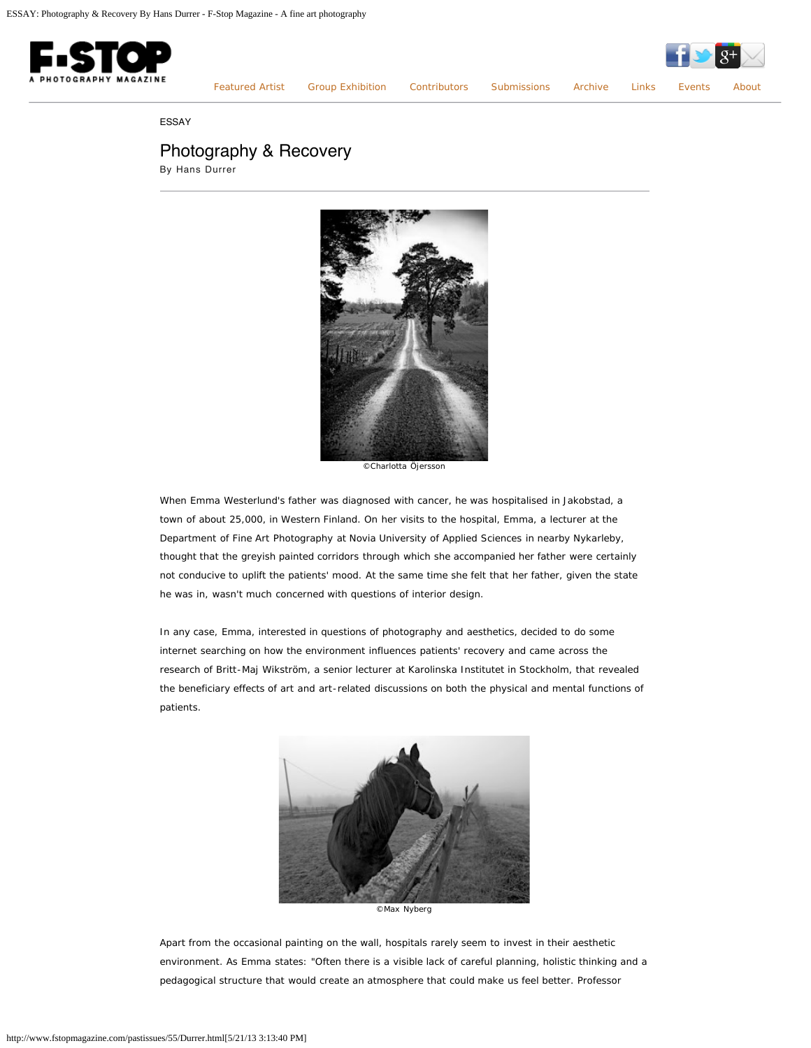ESSAY

# Photography & Recovery

By Hans Durrer

©Charlotta Öjersson

When Emma Westerlund's father was diagnosed with cancer, he was hospitalised in Jakobstad, a town of about 25,000, in Western Finland. On her visits to the hospital, Emma, a lecturer at the Department of Fine Art Photography at Novia University of Applied Sciences in nearby Nykarleby, thought that the greyish painted corridors through which she accompanied her father were certainly not conducive to uplift the patients' mood. At the same time she felt that her father, given the state he was in, wasn't much concerned with questions of interior design.

In any case, Emma, interested in questions of photography and aesthetics, decided to do some internet searching on how the environment influences patients' recovery and came across the research of Britt-Maj Wikström, a senior lecturer at Karolinska Institutet in Stockholm, that revealed the beneficiary effects of art and art-related discussions on both the physical and mental functions of patients.

©Max Nyberg

Apart from the occasional painting on the wall, hospitals rarely seem to invest in their aesthetic environment. As Emma states: "Often there is a visible lack of careful planning, holistic thinking and a pedagogical structure that would create an atmosphere that could make us feel better. Professor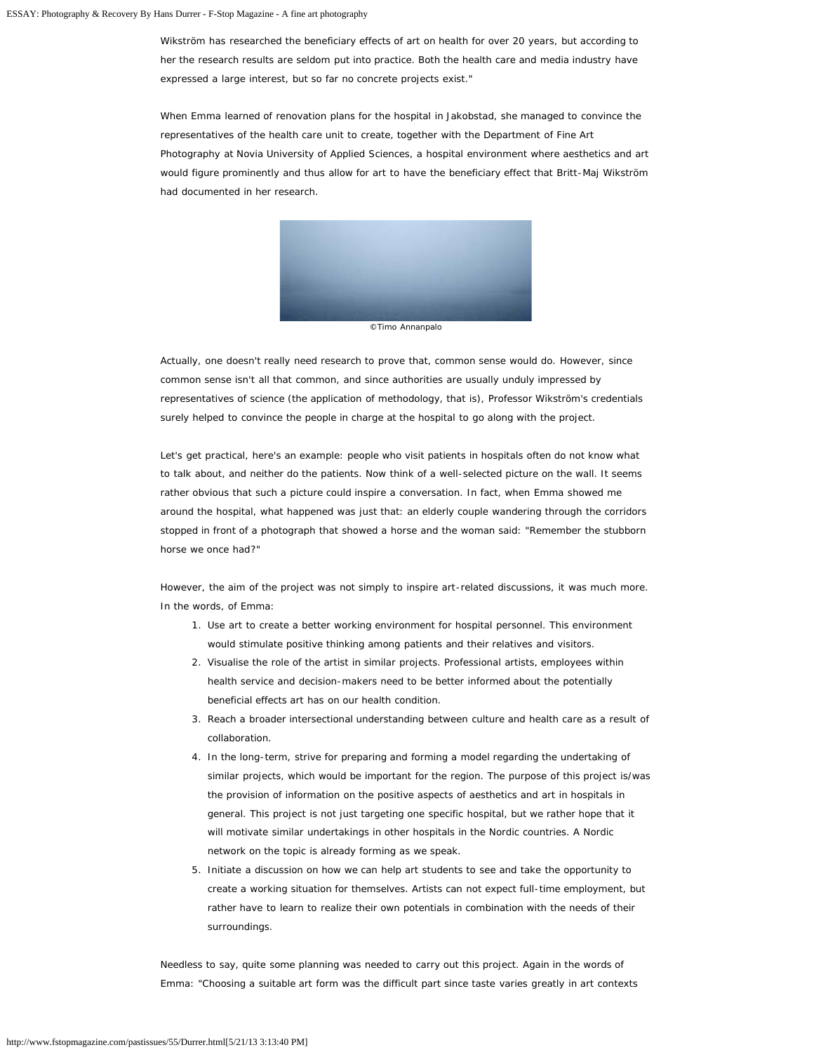Wikström has researched the beneficiary effects of art on health for over 20 years, but according to her the research results are seldom put into practice. Both the health care and media industry have expressed a large interest, but so far no concrete projects exist."

When Emma learned of renovation plans for the hospital in Jakobstad, she managed to convince the representatives of the health care unit to create, together with the Department of Fine Art Photography at Novia University of Applied Sciences, a hospital environment where aesthetics and art would figure prominently and thus allow for art to have the beneficiary effect that Britt-Maj Wikström had documented in her research.

©Timo Annanpalo

Actually, one doesn't really need research to prove that, common sense would do. However, since common sense isn't all that common, and since authorities are usually unduly impressed by representatives of science (the application of methodology, that is), Professor Wikström's credentials surely helped to convince the people in charge at the hospital to go along with the project.

Let's get practical, here's an example: people who visit patients in hospitals often do not know what to talk about, and neither do the patients. Now think of a well-selected picture on the wall. It seems rather obvious that such a picture could inspire a conversation. In fact, when Emma showed me around the hospital, what happened was just that: an elderly couple wandering through the corridors stopped in front of a photograph that showed a horse and the woman said: "Remember the stubborn horse we once had?"

However, the aim of the project was not simply to inspire art-related discussions, it was much more. In the words, of Emma:

1. Use art to create a better working environment for hospital personnel. This environment would stimulate positive thinking among patients and their relatives and visitors.
2. Visualise the role of the artist in similar projects. Professional artists, employees within health service and decision-makers need to be better informed about the potentially beneficial effects art has on our health condition.
3. Reach a broader intersectional understanding between culture and health care as a result of collaboration.
4. In the long-term, strive for preparing and forming a model regarding the undertaking of similar projects, which would be important for the region. The purpose of this project is/was the provision of information on the positive aspects of aesthetics and art in hospitals in general. This project is not just targeting one specific hospital, but we rather hope that it will motivate similar undertakings in other hospitals in the Nordic countries. A Nordic network on the topic is already forming as we speak.
5. Initiate a discussion on how we can help art students to see and take the opportunity to create a working situation for themselves. Artists can not expect full-time employment, but rather have to learn to realize their own potentials in combination with the needs of their surroundings.

Needless to say, quite some planning was needed to carry out this project. Again in the words of Emma: "Choosing a suitable art form was the difficult part since taste varies greatly in art contexts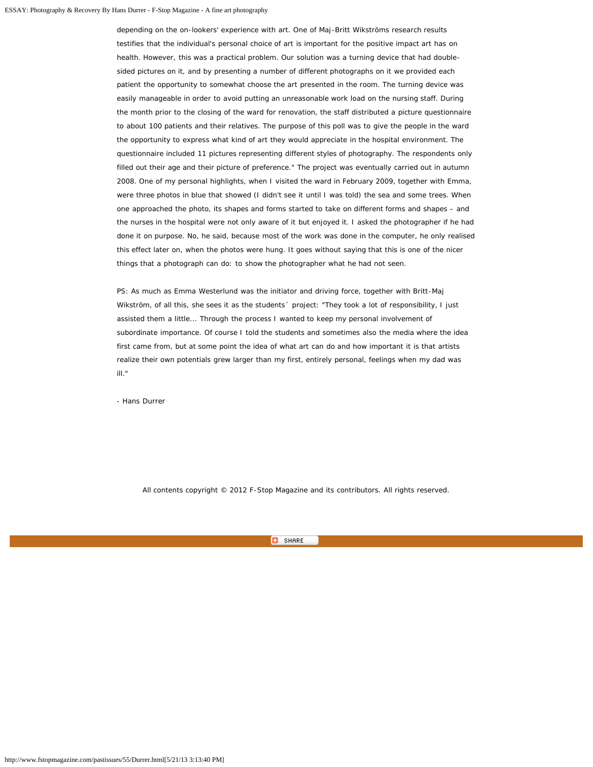depending on the on-lookers' experience with art. One of Maj-Britt Wikströms research results testifies that the individual's personal choice of art is important for the positive impact art has on health. However, this was a practical problem. Our solution was a turning device that had double-sided pictures on it, and by presenting a number of different photographs on it we provided each patient the opportunity to somewhat choose the art presented in the room. The turning device was easily manageable in order to avoid putting an unreasonable work load on the nursing staff. During the month prior to the closing of the ward for renovation, the staff distributed a picture questionnaire to about 100 patients and their relatives. The purpose of this poll was to give the people in the ward the opportunity to express what kind of art they would appreciate in the hospital environment. The questionnaire included 11 pictures representing different styles of photography. The respondents only filled out their age and their picture of preference." The project was eventually carried out in autumn 2008. One of my personal highlights, when I visited the ward in February 2009, together with Emma, were three photos in blue that showed (I didn't see it until I was told) the sea and some trees. When one approached the photo, its shapes and forms started to take on different forms and shapes – and the nurses in the hospital were not only aware of it but enjoyed it. I asked the photographer if he had done it on purpose. No, he said, because most of the work was done in the computer, he only realised this effect later on, when the photos were hung. It goes without saying that this is one of the nicer things that a photograph can do: to show the photographer what he had not seen.

PS: As much as Emma Westerlund was the initiator and driving force, together with Britt-Maj Wikström, of all this, she sees it as the students´ project: "They took a lot of responsibility, I just assisted them a little... Through the process I wanted to keep my personal involvement of subordinate importance. Of course I told the students and sometimes also the media where the idea first came from, but at some point the idea of what art can do and how important it is that artists realize their own potentials grew larger than my first, entirely personal, feelings when my dad was ill."

- Hans Durrer

All contents copyright © 2012 F-Stop Magazine and its contributors. All rights reserved.